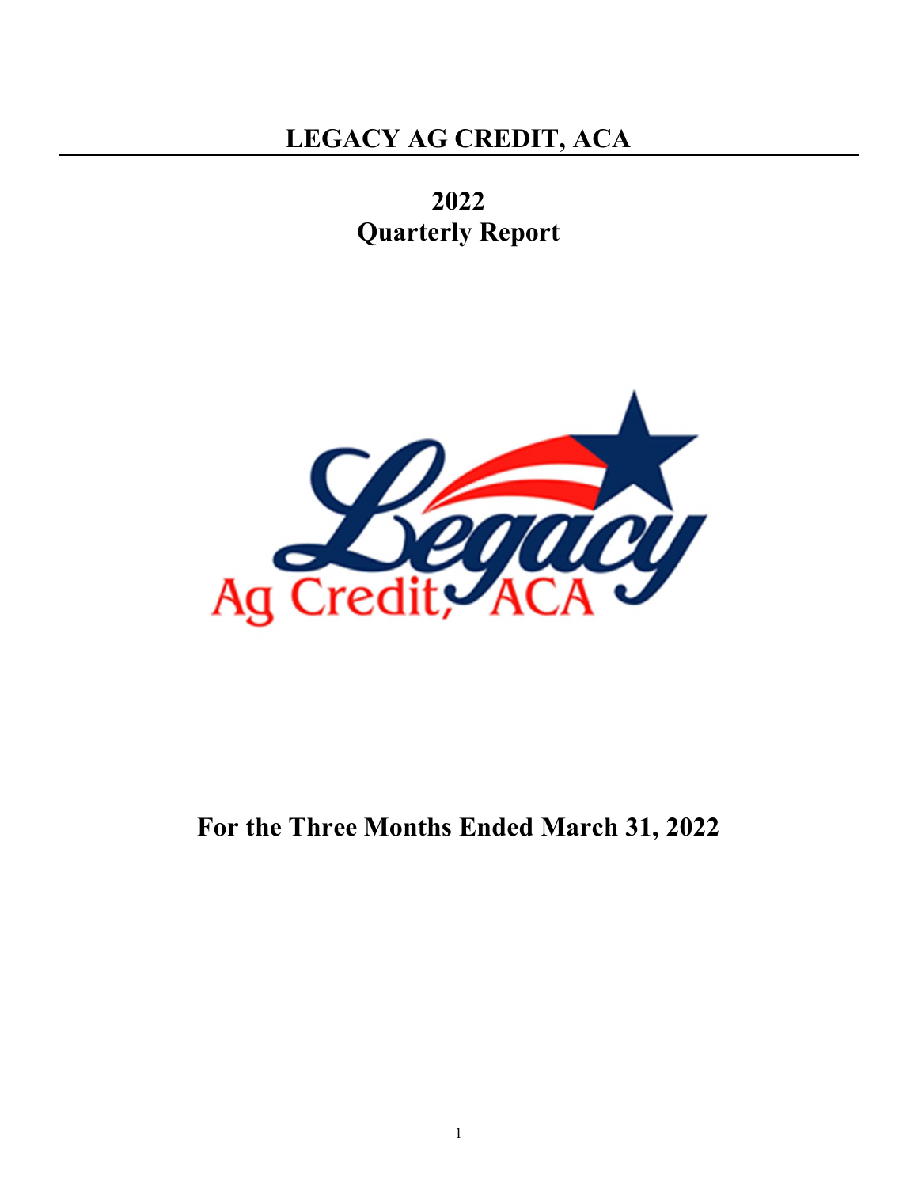# LEGACY AG CREDIT, ACA

## 2022
## Quarterly Report

## For the Three Months Ended March 31, 2022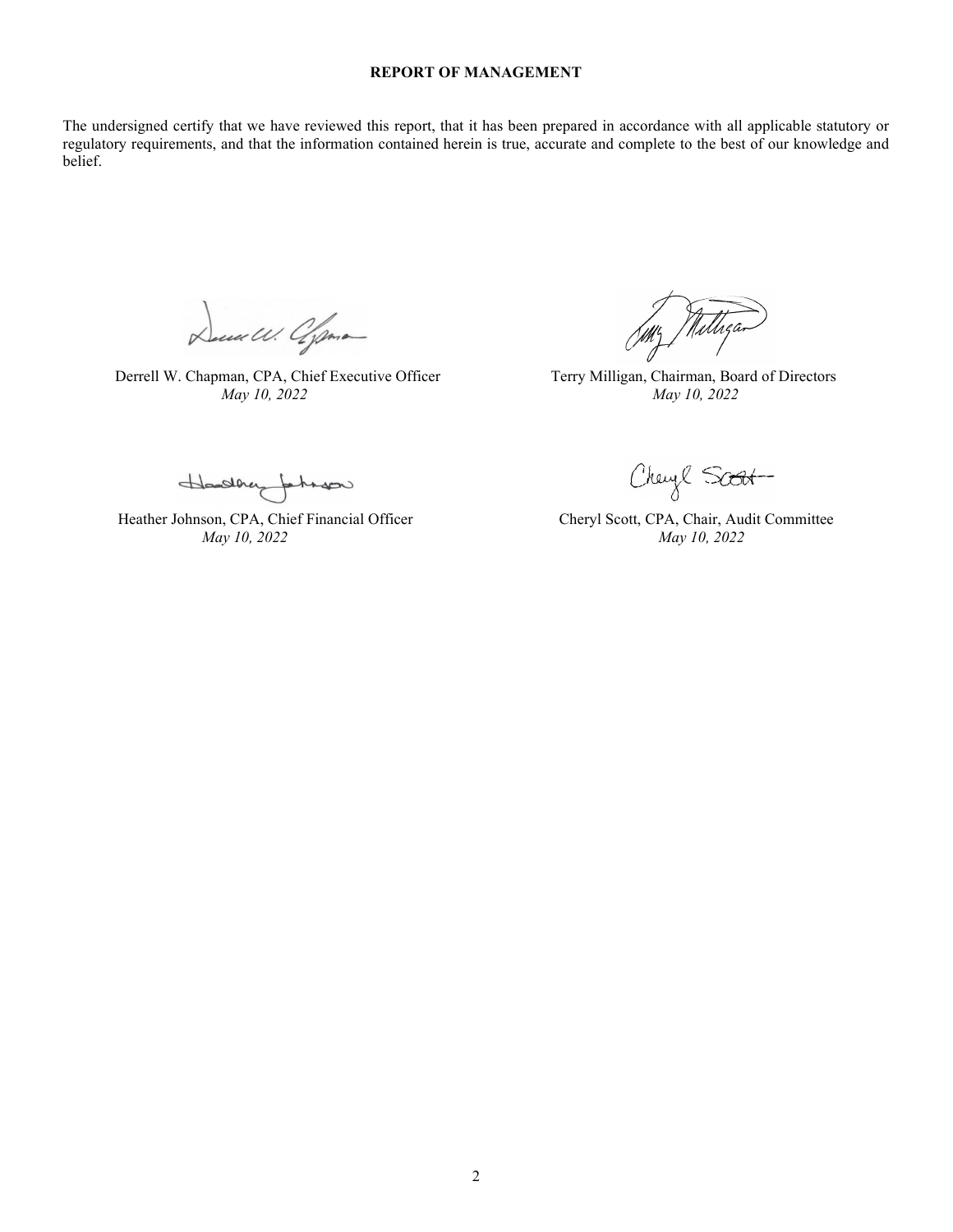**REPORT OF MANAGEMENT**

The undersigned certify that we have reviewed this report, that it has been prepared in accordance with all applicable statutory or regulatory requirements, and that the information contained herein is true, accurate and complete to the best of our knowledge and belief.

Derrell W. Chapman, CPA, Chief Executive Officer
*May 10, 2022*

Terry Milligan, Chairman, Board of Directors
*May 10, 2022*

Heather Johnson, CPA, Chief Financial Officer
*May 10, 2022*

Cheryl Scott, CPA, Chair, Audit Committee
*May 10, 2022*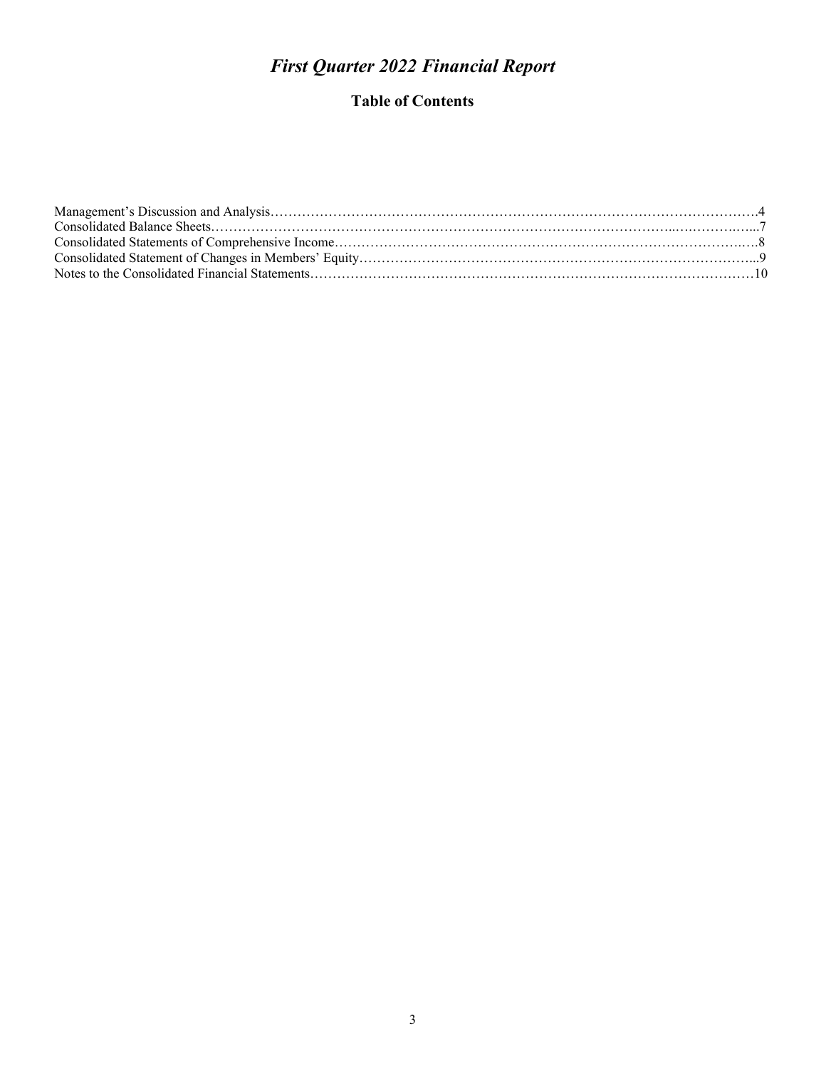# *First Quarter 2022 Financial Report*

## Table of Contents

Management's Discussion and Analysis……………………………………………………………………………………….4
Consolidated Balance Sheets……………………………………………………………………………………..….……..….7
Consolidated Statements of Comprehensive Income…………………………………………………………………….….8
Consolidated Statement of Changes in Members' Equity……………………………………………………………………...9
Notes to the Consolidated Financial Statements………………………………………………………………………………10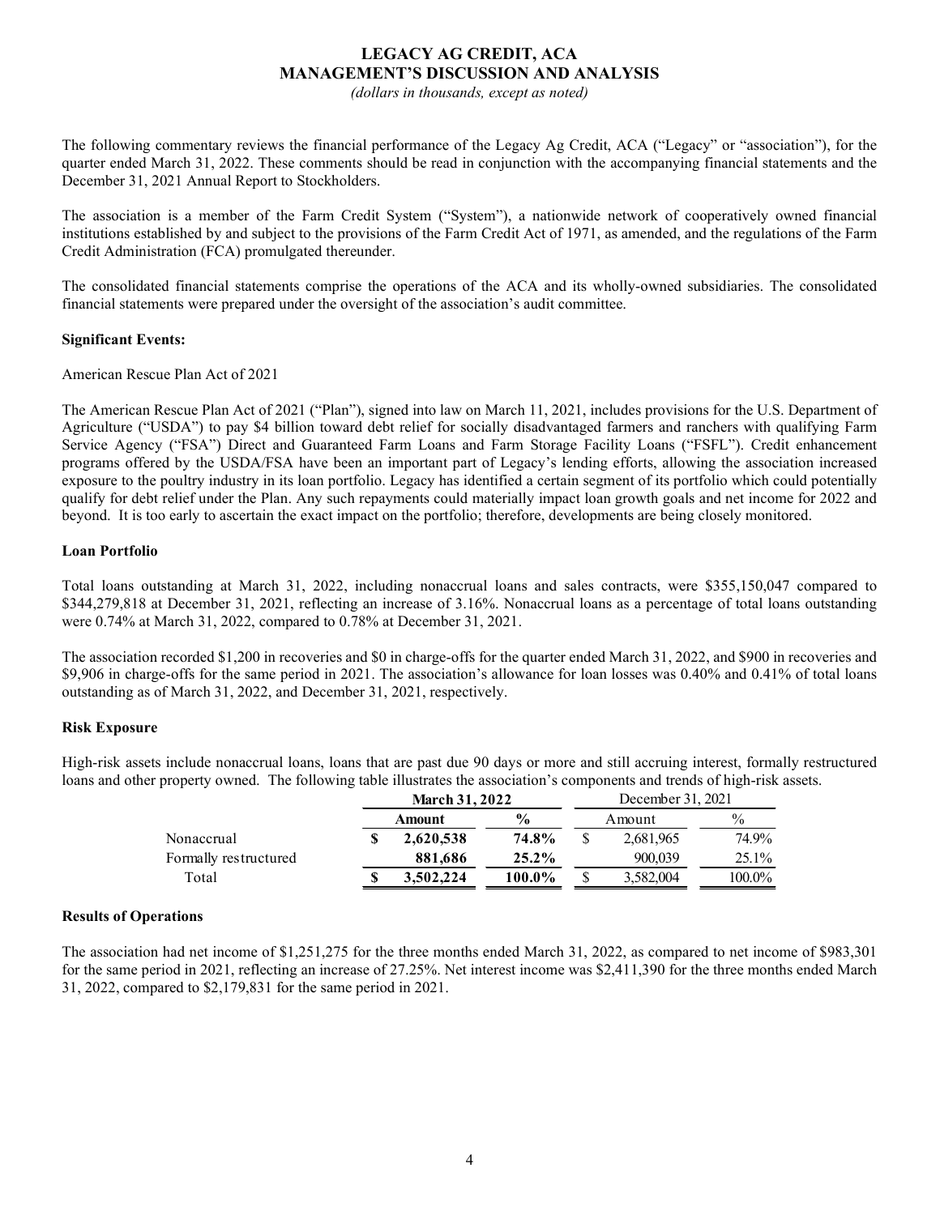# LEGACY AG CREDIT, ACA
## MANAGEMENT'S DISCUSSION AND ANALYSIS

*(dollars in thousands, except as noted)*

The following commentary reviews the financial performance of the Legacy Ag Credit, ACA ("Legacy" or "association"), for the quarter ended March 31, 2022. These comments should be read in conjunction with the accompanying financial statements and the December 31, 2021 Annual Report to Stockholders.

The association is a member of the Farm Credit System ("System"), a nationwide network of cooperatively owned financial institutions established by and subject to the provisions of the Farm Credit Act of 1971, as amended, and the regulations of the Farm Credit Administration (FCA) promulgated thereunder.

The consolidated financial statements comprise the operations of the ACA and its wholly-owned subsidiaries. The consolidated financial statements were prepared under the oversight of the association's audit committee.

**Significant Events:**

American Rescue Plan Act of 2021

The American Rescue Plan Act of 2021 ("Plan"), signed into law on March 11, 2021, includes provisions for the U.S. Department of Agriculture ("USDA") to pay $4 billion toward debt relief for socially disadvantaged farmers and ranchers with qualifying Farm Service Agency ("FSA") Direct and Guaranteed Farm Loans and Farm Storage Facility Loans ("FSFL"). Credit enhancement programs offered by the USDA/FSA have been an important part of Legacy's lending efforts, allowing the association increased exposure to the poultry industry in its loan portfolio. Legacy has identified a certain segment of its portfolio which could potentially qualify for debt relief under the Plan. Any such repayments could materially impact loan growth goals and net income for 2022 and beyond. It is too early to ascertain the exact impact on the portfolio; therefore, developments are being closely monitored.

**Loan Portfolio**

Total loans outstanding at March 31, 2022, including nonaccrual loans and sales contracts, were $355,150,047 compared to $344,279,818 at December 31, 2021, reflecting an increase of 3.16%. Nonaccrual loans as a percentage of total loans outstanding were 0.74% at March 31, 2022, compared to 0.78% at December 31, 2021.

The association recorded $1,200 in recoveries and $0 in charge-offs for the quarter ended March 31, 2022, and $900 in recoveries and $9,906 in charge-offs for the same period in 2021. The association's allowance for loan losses was 0.40% and 0.41% of total loans outstanding as of March 31, 2022, and December 31, 2021, respectively.

**Risk Exposure**

High-risk assets include nonaccrual loans, loans that are past due 90 days or more and still accruing interest, formally restructured loans and other property owned. The following table illustrates the association's components and trends of high-risk assets.

| | **March 31, 2022** | | December 31, 2021 | |
|---|---|---|---|---|
| | **Amount** | **%** | Amount | % |
| Nonaccrual | **$ 2,620,538** | **74.8%** | $ 2,681,965 | 74.9% |
| Formally restructured | **881,686** | **25.2%** | 900,039 | 25.1% |
| Total | **$ 3,502,224** | **100.0%** | $ 3,582,004 | 100.0% |

**Results of Operations**

The association had net income of $1,251,275 for the three months ended March 31, 2022, as compared to net income of $983,301 for the same period in 2021, reflecting an increase of 27.25%. Net interest income was $2,411,390 for the three months ended March 31, 2022, compared to $2,179,831 for the same period in 2021.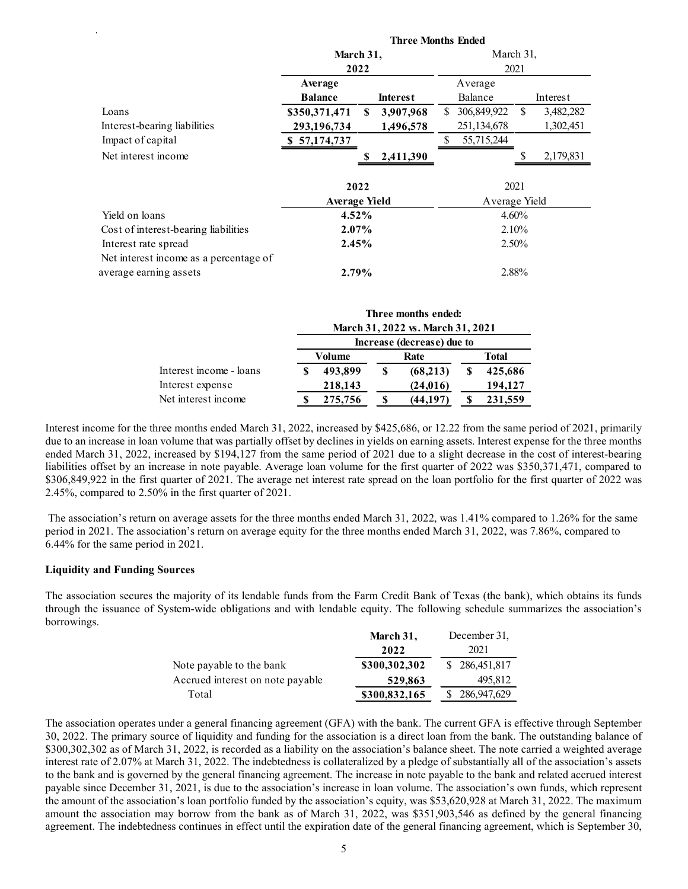| | Three Months Ended | | | |
|---|---|---|---|---|
| | March 31, 2022 | | March 31, 2021 | |
| | Average Balance | Interest | Average Balance | Interest |
| Loans | $350,371,471 | $ 3,907,968 | $ 306,849,922 | $ 3,482,282 |
| Interest-bearing liabilities | 293,196,734 | 1,496,578 | 251,134,678 | 1,302,451 |
| Impact of capital | $ 57,174,737 | | $ 55,715,244 | |
| Net interest income | | $ 2,411,390 | | $ 2,179,831 |

| | 2022 Average Yield | 2021 Average Yield |
|---|---|---|
| Yield on loans | 4.52% | 4.60% |
| Cost of interest-bearing liabilities | 2.07% | 2.10% |
| Interest rate spread | 2.45% | 2.50% |
| Net interest income as a percentage of average earning assets | 2.79% | 2.88% |

| | Three months ended: March 31, 2022 vs. March 31, 2021 | | |
|---|---|---|---|
| | Increase (decrease) due to | | |
| | Volume | Rate | Total |
| Interest income - loans | $ 493,899 | $ (68,213) | $ 425,686 |
| Interest expense | 218,143 | (24,016) | 194,127 |
| Net interest income | $ 275,756 | $ (44,197) | $ 231,559 |

Interest income for the three months ended March 31, 2022, increased by $425,686, or 12.22 from the same period of 2021, primarily due to an increase in loan volume that was partially offset by declines in yields on earning assets. Interest expense for the three months ended March 31, 2022, increased by $194,127 from the same period of 2021 due to a slight decrease in the cost of interest-bearing liabilities offset by an increase in note payable. Average loan volume for the first quarter of 2022 was $350,371,471, compared to $306,849,922 in the first quarter of 2021. The average net interest rate spread on the loan portfolio for the first quarter of 2022 was 2.45%, compared to 2.50% in the first quarter of 2021.

The association's return on average assets for the three months ended March 31, 2022, was 1.41% compared to 1.26% for the same period in 2021. The association's return on average equity for the three months ended March 31, 2022, was 7.86%, compared to 6.44% for the same period in 2021.

**Liquidity and Funding Sources**

The association secures the majority of its lendable funds from the Farm Credit Bank of Texas (the bank), which obtains its funds through the issuance of System-wide obligations and with lendable equity. The following schedule summarizes the association's borrowings.

| | March 31, 2022 | December 31, 2021 |
|---|---|---|
| Note payable to the bank | $300,302,302 | $ 286,451,817 |
| Accrued interest on note payable | 529,863 | 495,812 |
| Total | $300,832,165 | $ 286,947,629 |

The association operates under a general financing agreement (GFA) with the bank. The current GFA is effective through September 30, 2022. The primary source of liquidity and funding for the association is a direct loan from the bank. The outstanding balance of $300,302,302 as of March 31, 2022, is recorded as a liability on the association's balance sheet. The note carried a weighted average interest rate of 2.07% at March 31, 2022. The indebtedness is collateralized by a pledge of substantially all of the association's assets to the bank and is governed by the general financing agreement. The increase in note payable to the bank and related accrued interest payable since December 31, 2021, is due to the association's increase in loan volume. The association's own funds, which represent the amount of the association's loan portfolio funded by the association's equity, was $53,620,928 at March 31, 2022. The maximum amount the association may borrow from the bank as of March 31, 2022, was $351,903,546 as defined by the general financing agreement. The indebtedness continues in effect until the expiration date of the general financing agreement, which is September 30,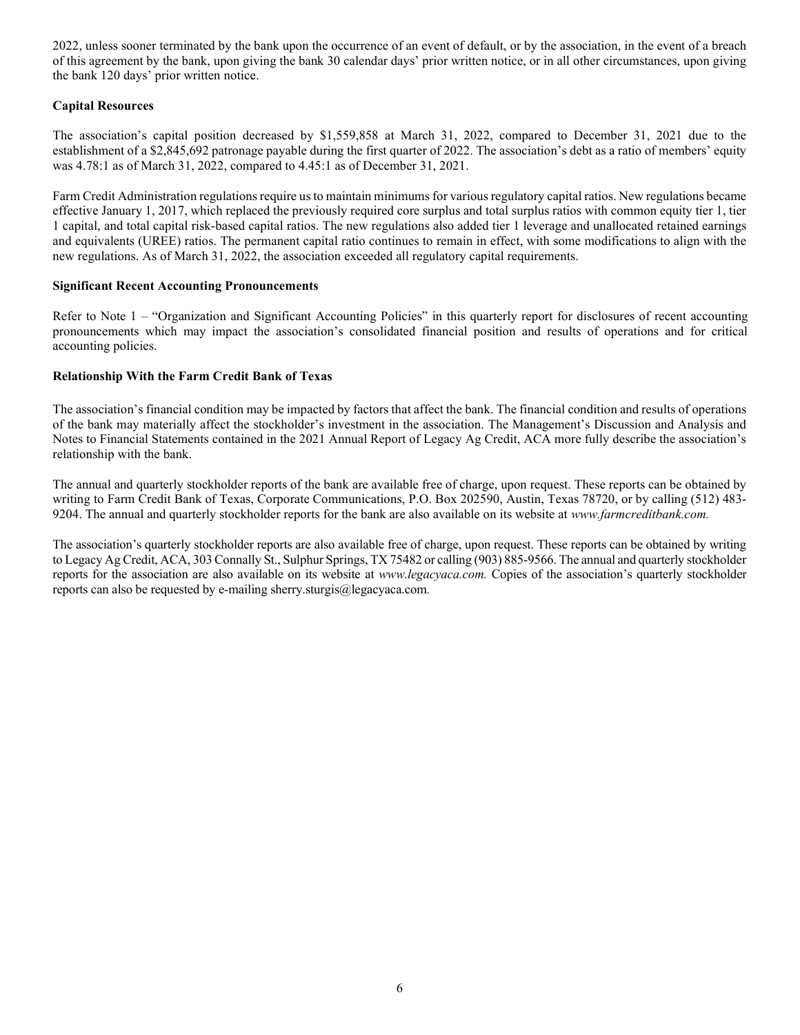2022, unless sooner terminated by the bank upon the occurrence of an event of default, or by the association, in the event of a breach of this agreement by the bank, upon giving the bank 30 calendar days' prior written notice, or in all other circumstances, upon giving the bank 120 days' prior written notice.

**Capital Resources**

The association's capital position decreased by $1,559,858 at March 31, 2022, compared to December 31, 2021 due to the establishment of a $2,845,692 patronage payable during the first quarter of 2022. The association's debt as a ratio of members' equity was 4.78:1 as of March 31, 2022, compared to 4.45:1 as of December 31, 2021.

Farm Credit Administration regulations require us to maintain minimums for various regulatory capital ratios. New regulations became effective January 1, 2017, which replaced the previously required core surplus and total surplus ratios with common equity tier 1, tier 1 capital, and total capital risk-based capital ratios. The new regulations also added tier 1 leverage and unallocated retained earnings and equivalents (UREE) ratios. The permanent capital ratio continues to remain in effect, with some modifications to align with the new regulations. As of March 31, 2022, the association exceeded all regulatory capital requirements.

**Significant Recent Accounting Pronouncements**

Refer to Note 1 – "Organization and Significant Accounting Policies" in this quarterly report for disclosures of recent accounting pronouncements which may impact the association's consolidated financial position and results of operations and for critical accounting policies.

**Relationship With the Farm Credit Bank of Texas**

The association's financial condition may be impacted by factors that affect the bank. The financial condition and results of operations of the bank may materially affect the stockholder's investment in the association. The Management's Discussion and Analysis and Notes to Financial Statements contained in the 2021 Annual Report of Legacy Ag Credit, ACA more fully describe the association's relationship with the bank.

The annual and quarterly stockholder reports of the bank are available free of charge, upon request. These reports can be obtained by writing to Farm Credit Bank of Texas, Corporate Communications, P.O. Box 202590, Austin, Texas 78720, or by calling (512) 483-9204. The annual and quarterly stockholder reports for the bank are also available on its website at *www.farmcreditbank.com.*

The association's quarterly stockholder reports are also available free of charge, upon request. These reports can be obtained by writing to Legacy Ag Credit, ACA, 303 Connally St., Sulphur Springs, TX 75482 or calling (903) 885-9566. The annual and quarterly stockholder reports for the association are also available on its website at *www.legacyaca.com.* Copies of the association's quarterly stockholder reports can also be requested by e-mailing sherry.sturgis@legacyaca.com.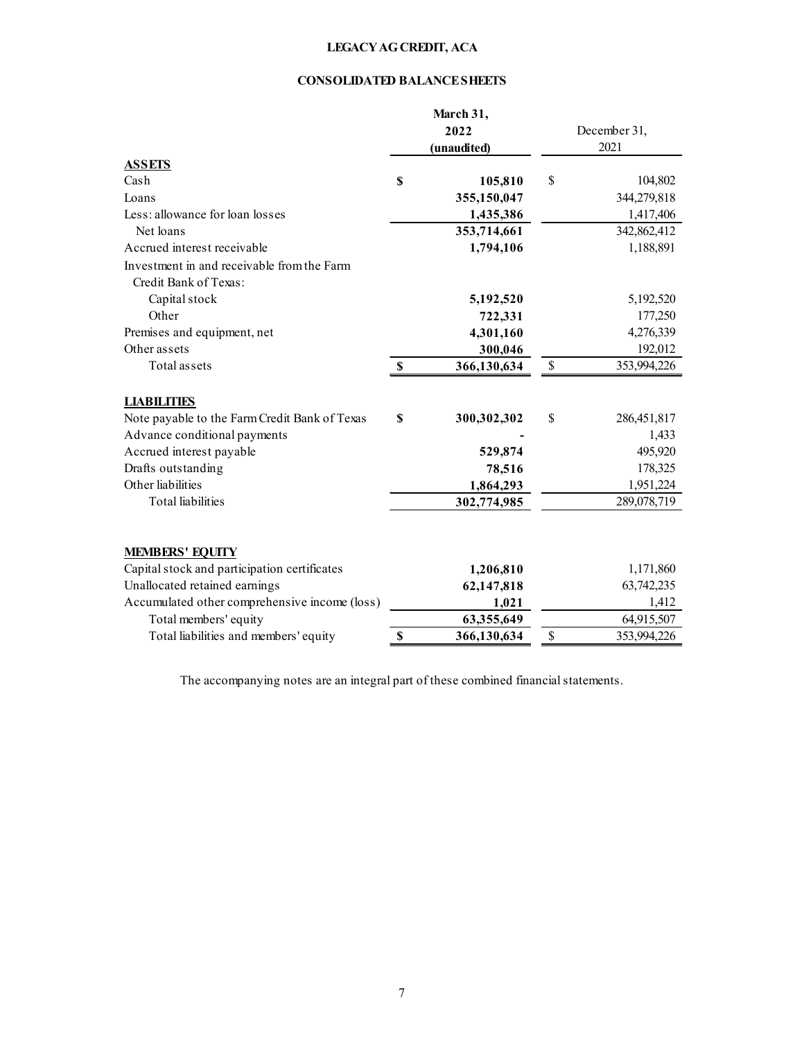# LEGACY AG CREDIT, ACA

## CONSOLIDATED BALANCE SHEETS

| | March 31, 2022 (unaudited) | December 31, 2021 |
|---|---|---|
| **ASSETS** | | |
| Cash | $ 105,810 | $ 104,802 |
| Loans | 355,150,047 | 344,279,818 |
| Less: allowance for loan losses | 1,435,386 | 1,417,406 |
| Net loans | 353,714,661 | 342,862,412 |
| Accrued interest receivable | 1,794,106 | 1,188,891 |
| Investment in and receivable from the Farm Credit Bank of Texas: | | |
| Capital stock | 5,192,520 | 5,192,520 |
| Other | 722,331 | 177,250 |
| Premises and equipment, net | 4,301,160 | 4,276,339 |
| Other assets | 300,046 | 192,012 |
| Total assets | $ 366,130,634 | $ 353,994,226 |
| **LIABILITIES** | | |
| Note payable to the Farm Credit Bank of Texas | $ 300,302,302 | $ 286,451,817 |
| Advance conditional payments | - | 1,433 |
| Accrued interest payable | 529,874 | 495,920 |
| Drafts outstanding | 78,516 | 178,325 |
| Other liabilities | 1,864,293 | 1,951,224 |
| Total liabilities | 302,774,985 | 289,078,719 |
| **MEMBERS' EQUITY** | | |
| Capital stock and participation certificates | 1,206,810 | 1,171,860 |
| Unallocated retained earnings | 62,147,818 | 63,742,235 |
| Accumulated other comprehensive income (loss) | 1,021 | 1,412 |
| Total members' equity | 63,355,649 | 64,915,507 |
| Total liabilities and members' equity | $ 366,130,634 | $ 353,994,226 |

The accompanying notes are an integral part of these combined financial statements.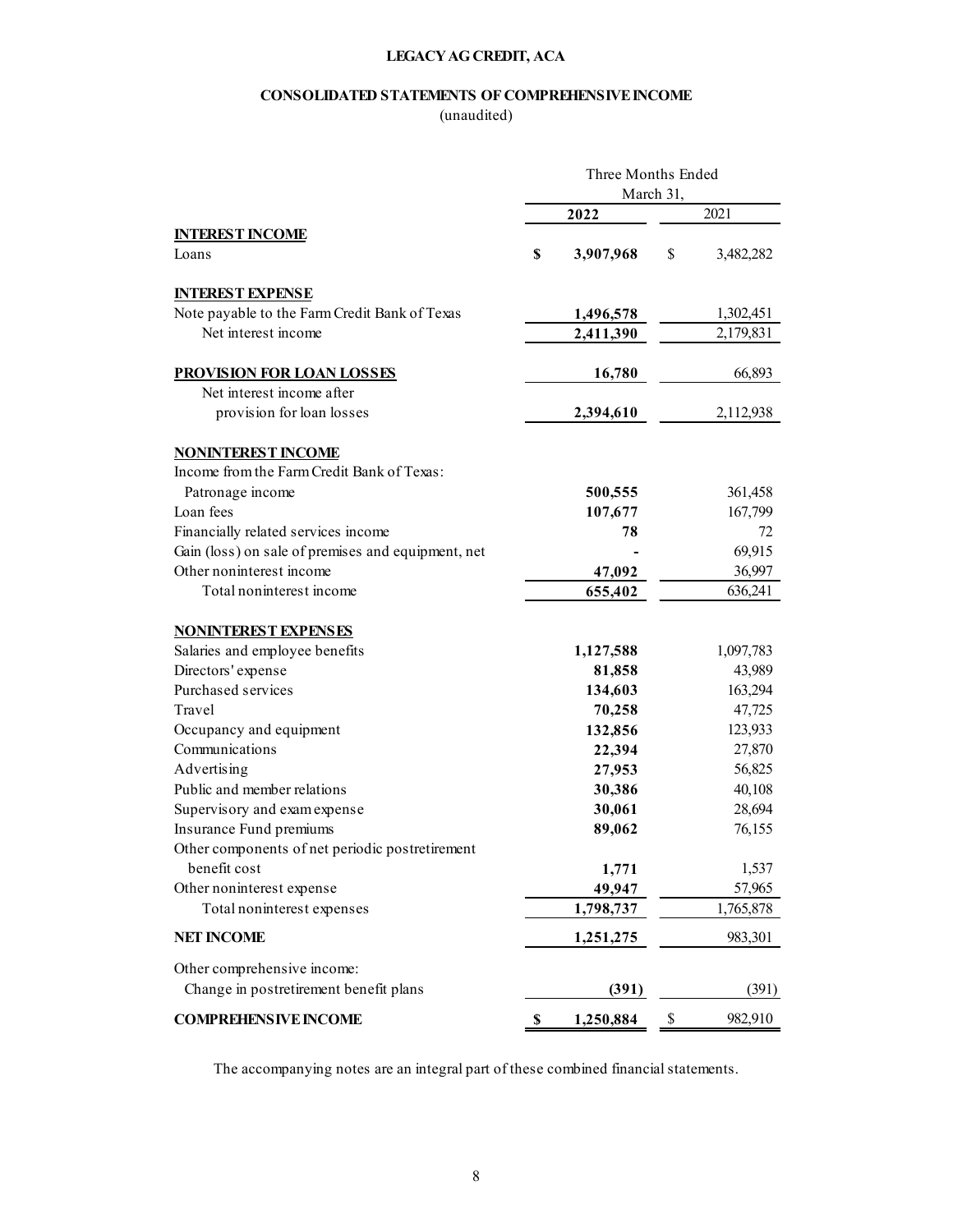# LEGACY AG CREDIT, ACA

## CONSOLIDATED STATEMENTS OF COMPREHENSIVE INCOME

(unaudited)

| | Three Months Ended March 31, | |
|---|---|---|
| | **2022** | 2021 |
| **INTEREST INCOME** | | |
| Loans | **$ 3,907,968** | $ 3,482,282 |
| **INTEREST EXPENSE** | | |
| Note payable to the Farm Credit Bank of Texas | **1,496,578** | 1,302,451 |
| Net interest income | **2,411,390** | 2,179,831 |
| **PROVISION FOR LOAN LOSSES** | **16,780** | 66,893 |
| Net interest income after provision for loan losses | **2,394,610** | 2,112,938 |
| **NONINTEREST INCOME** | | |
| Income from the Farm Credit Bank of Texas: | | |
| Patronage income | **500,555** | 361,458 |
| Loan fees | **107,677** | 167,799 |
| Financially related services income | **78** | 72 |
| Gain (loss) on sale of premises and equipment, net | **-** | 69,915 |
| Other noninterest income | **47,092** | 36,997 |
| Total noninterest income | **655,402** | 636,241 |
| **NONINTEREST EXPENSES** | | |
| Salaries and employee benefits | **1,127,588** | 1,097,783 |
| Directors' expense | **81,858** | 43,989 |
| Purchased services | **134,603** | 163,294 |
| Travel | **70,258** | 47,725 |
| Occupancy and equipment | **132,856** | 123,933 |
| Communications | **22,394** | 27,870 |
| Advertising | **27,953** | 56,825 |
| Public and member relations | **30,386** | 40,108 |
| Supervisory and exam expense | **30,061** | 28,694 |
| Insurance Fund premiums | **89,062** | 76,155 |
| Other components of net periodic postretirement benefit cost | **1,771** | 1,537 |
| Other noninterest expense | **49,947** | 57,965 |
| Total noninterest expenses | **1,798,737** | 1,765,878 |
| **NET INCOME** | **1,251,275** | 983,301 |
| Other comprehensive income: | | |
| Change in postretirement benefit plans | **(391)** | (391) |
| **COMPREHENSIVE INCOME** | **$ 1,250,884** | $ 982,910 |

The accompanying notes are an integral part of these combined financial statements.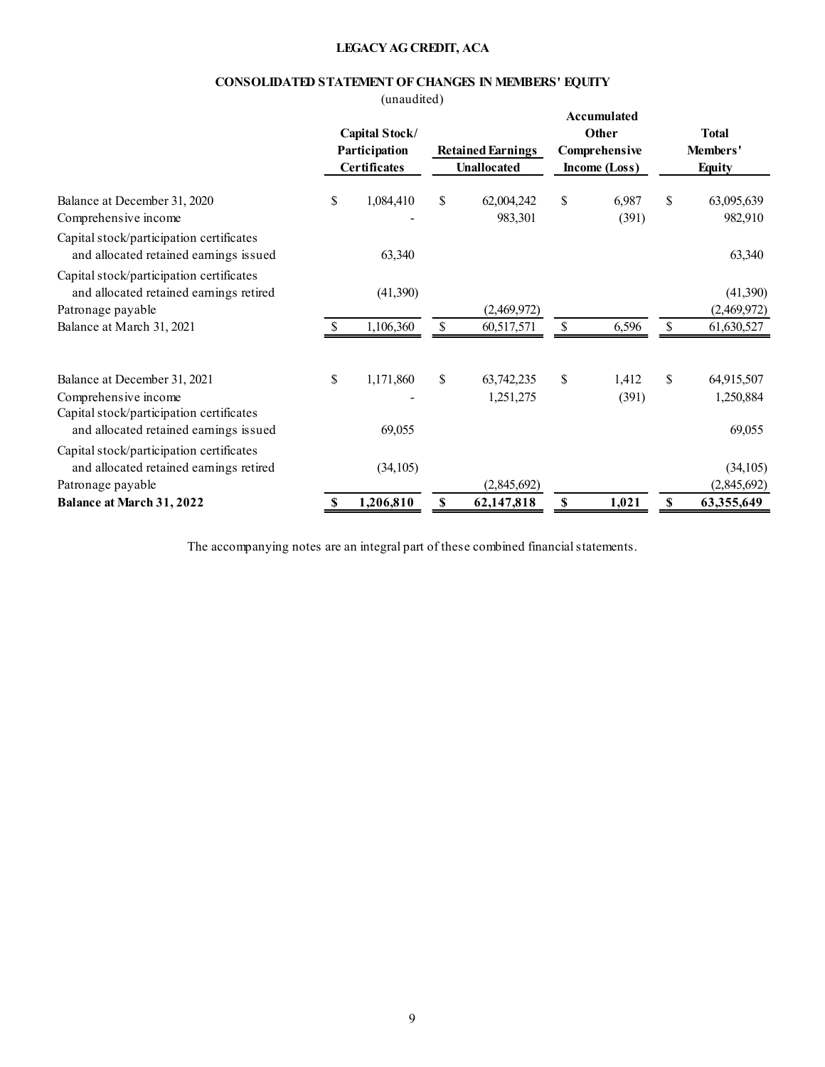**LEGACY AG CREDIT, ACA**

**CONSOLIDATED STATEMENT OF CHANGES IN MEMBERS' EQUITY**

(unaudited)

| | Capital Stock/ Participation Certificates | Retained Earnings Unallocated | Accumulated Other Comprehensive Income (Loss) | Total Members' Equity |
|---|---|---|---|---|
| Balance at December 31, 2020 | $ 1,084,410 | $ 62,004,242 | $ 6,987 | $ 63,095,639 |
| Comprehensive income | - | 983,301 | (391) | 982,910 |
| Capital stock/participation certificates and allocated retained earnings issued | 63,340 | | | 63,340 |
| Capital stock/participation certificates and allocated retained earnings retired | (41,390) | | | (41,390) |
| Patronage payable | | (2,469,972) | | (2,469,972) |
| Balance at March 31, 2021 | $ 1,106,360 | $ 60,517,571 | $ 6,596 | $ 61,630,527 |
| | | | | |
| Balance at December 31, 2021 | $ 1,171,860 | $ 63,742,235 | $ 1,412 | $ 64,915,507 |
| Comprehensive income | - | 1,251,275 | (391) | 1,250,884 |
| Capital stock/participation certificates and allocated retained earnings issued | 69,055 | | | 69,055 |
| Capital stock/participation certificates and allocated retained earnings retired | (34,105) | | | (34,105) |
| Patronage payable | | (2,845,692) | | (2,845,692) |
| **Balance at March 31, 2022** | **$ 1,206,810** | **$ 62,147,818** | **$ 1,021** | **$ 63,355,649** |

The accompanying notes are an integral part of these combined financial statements.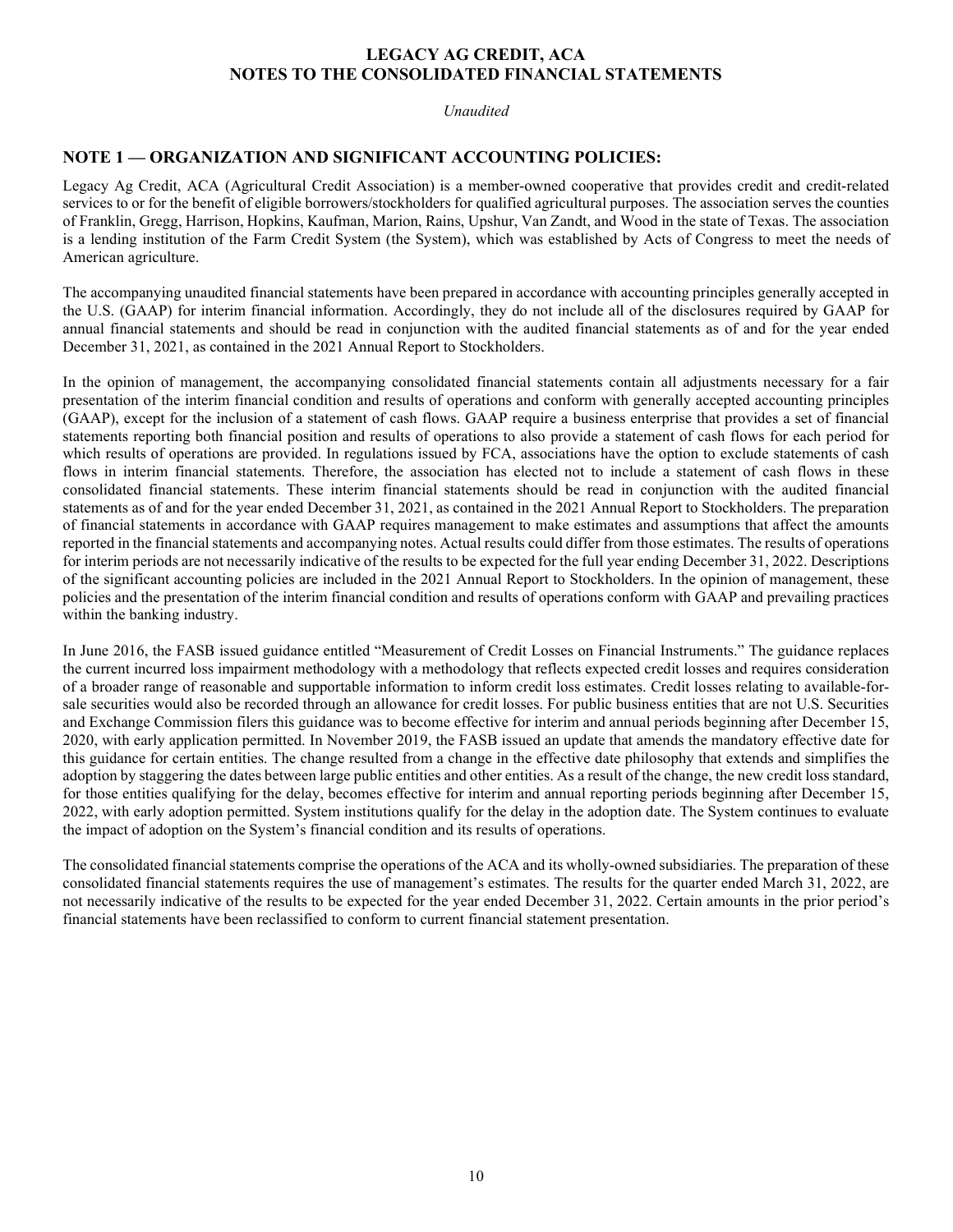# LEGACY AG CREDIT, ACA
# NOTES TO THE CONSOLIDATED FINANCIAL STATEMENTS

*Unaudited*

## NOTE 1 — ORGANIZATION AND SIGNIFICANT ACCOUNTING POLICIES:

Legacy Ag Credit, ACA (Agricultural Credit Association) is a member-owned cooperative that provides credit and credit-related services to or for the benefit of eligible borrowers/stockholders for qualified agricultural purposes. The association serves the counties of Franklin, Gregg, Harrison, Hopkins, Kaufman, Marion, Rains, Upshur, Van Zandt, and Wood in the state of Texas. The association is a lending institution of the Farm Credit System (the System), which was established by Acts of Congress to meet the needs of American agriculture.

The accompanying unaudited financial statements have been prepared in accordance with accounting principles generally accepted in the U.S. (GAAP) for interim financial information. Accordingly, they do not include all of the disclosures required by GAAP for annual financial statements and should be read in conjunction with the audited financial statements as of and for the year ended December 31, 2021, as contained in the 2021 Annual Report to Stockholders.

In the opinion of management, the accompanying consolidated financial statements contain all adjustments necessary for a fair presentation of the interim financial condition and results of operations and conform with generally accepted accounting principles (GAAP), except for the inclusion of a statement of cash flows. GAAP require a business enterprise that provides a set of financial statements reporting both financial position and results of operations to also provide a statement of cash flows for each period for which results of operations are provided. In regulations issued by FCA, associations have the option to exclude statements of cash flows in interim financial statements. Therefore, the association has elected not to include a statement of cash flows in these consolidated financial statements. These interim financial statements should be read in conjunction with the audited financial statements as of and for the year ended December 31, 2021, as contained in the 2021 Annual Report to Stockholders. The preparation of financial statements in accordance with GAAP requires management to make estimates and assumptions that affect the amounts reported in the financial statements and accompanying notes. Actual results could differ from those estimates. The results of operations for interim periods are not necessarily indicative of the results to be expected for the full year ending December 31, 2022. Descriptions of the significant accounting policies are included in the 2021 Annual Report to Stockholders. In the opinion of management, these policies and the presentation of the interim financial condition and results of operations conform with GAAP and prevailing practices within the banking industry.

In June 2016, the FASB issued guidance entitled "Measurement of Credit Losses on Financial Instruments." The guidance replaces the current incurred loss impairment methodology with a methodology that reflects expected credit losses and requires consideration of a broader range of reasonable and supportable information to inform credit loss estimates. Credit losses relating to available-for-sale securities would also be recorded through an allowance for credit losses. For public business entities that are not U.S. Securities and Exchange Commission filers this guidance was to become effective for interim and annual periods beginning after December 15, 2020, with early application permitted. In November 2019, the FASB issued an update that amends the mandatory effective date for this guidance for certain entities. The change resulted from a change in the effective date philosophy that extends and simplifies the adoption by staggering the dates between large public entities and other entities. As a result of the change, the new credit loss standard, for those entities qualifying for the delay, becomes effective for interim and annual reporting periods beginning after December 15, 2022, with early adoption permitted. System institutions qualify for the delay in the adoption date. The System continues to evaluate the impact of adoption on the System's financial condition and its results of operations.

The consolidated financial statements comprise the operations of the ACA and its wholly-owned subsidiaries. The preparation of these consolidated financial statements requires the use of management's estimates. The results for the quarter ended March 31, 2022, are not necessarily indicative of the results to be expected for the year ended December 31, 2022. Certain amounts in the prior period's financial statements have been reclassified to conform to current financial statement presentation.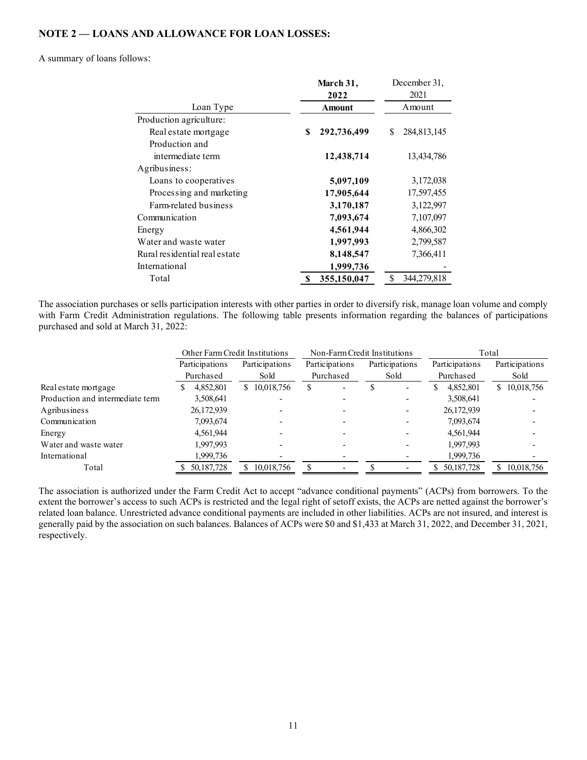## NOTE 2 — LOANS AND ALLOWANCE FOR LOAN LOSSES:

A summary of loans follows:

| Loan Type | March 31, 2022 Amount | December 31, 2021 Amount |
|---|---|---|
| Production agriculture: | | |
| Real estate mortgage | $ 292,736,499 | $ 284,813,145 |
| Production and intermediate term | 12,438,714 | 13,434,786 |
| Agribusiness: | | |
| Loans to cooperatives | 5,097,109 | 3,172,038 |
| Processing and marketing | 17,905,644 | 17,597,455 |
| Farm-related business | 3,170,187 | 3,122,997 |
| Communication | 7,093,674 | 7,107,097 |
| Energy | 4,561,944 | 4,866,302 |
| Water and waste water | 1,997,993 | 2,799,587 |
| Rural residential real estate | 8,148,547 | 7,366,411 |
| International | 1,999,736 | - |
| Total | $ 355,150,047 | $ 344,279,818 |

The association purchases or sells participation interests with other parties in order to diversify risk, manage loan volume and comply with Farm Credit Administration regulations. The following table presents information regarding the balances of participations purchased and sold at March 31, 2022:

| | Other Farm Credit Institutions | | Non-Farm Credit Institutions | | Total | |
|---|---|---|---|---|---|---|
| | Participations Purchased | Participations Sold | Participations Purchased | Participations Sold | Participations Purchased | Participations Sold |
| Real estate mortgage | $ 4,852,801 | $ 10,018,756 | $ - | $ - | $ 4,852,801 | $ 10,018,756 |
| Production and intermediate term | 3,508,641 | - | - | - | 3,508,641 | - |
| Agribusiness | 26,172,939 | - | - | - | 26,172,939 | - |
| Communication | 7,093,674 | - | - | - | 7,093,674 | - |
| Energy | 4,561,944 | - | - | - | 4,561,944 | - |
| Water and waste water | 1,997,993 | - | - | - | 1,997,993 | - |
| International | 1,999,736 | - | - | - | 1,999,736 | - |
| Total | $ 50,187,728 | $ 10,018,756 | $ - | $ - | $ 50,187,728 | $ 10,018,756 |

The association is authorized under the Farm Credit Act to accept "advance conditional payments" (ACPs) from borrowers. To the extent the borrower's access to such ACPs is restricted and the legal right of setoff exists, the ACPs are netted against the borrower's related loan balance. Unrestricted advance conditional payments are included in other liabilities. ACPs are not insured, and interest is generally paid by the association on such balances. Balances of ACPs were $0 and $1,433 at March 31, 2022, and December 31, 2021, respectively.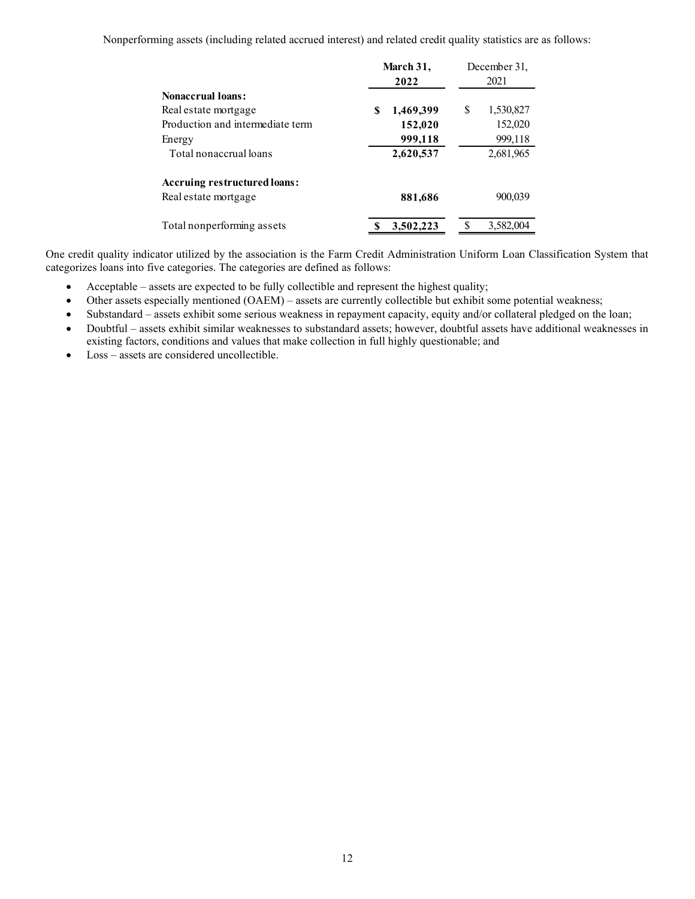Nonperforming assets (including related accrued interest) and related credit quality statistics are as follows:

| | March 31, 2022 | December 31, 2021 |
|---|---|---|
| **Nonaccrual loans:** | | |
| Real estate mortgage | **$ 1,469,399** | $ 1,530,827 |
| Production and intermediate term | **152,020** | 152,020 |
| Energy | **999,118** | 999,118 |
| Total nonaccrual loans | **2,620,537** | 2,681,965 |
| **Accruing restructured loans:** | | |
| Real estate mortgage | **881,686** | 900,039 |
| Total nonperforming assets | **$ 3,502,223** | $ 3,582,004 |

One credit quality indicator utilized by the association is the Farm Credit Administration Uniform Loan Classification System that categorizes loans into five categories. The categories are defined as follows:

- Acceptable – assets are expected to be fully collectible and represent the highest quality;
- Other assets especially mentioned (OAEM) – assets are currently collectible but exhibit some potential weakness;
- Substandard – assets exhibit some serious weakness in repayment capacity, equity and/or collateral pledged on the loan;
- Doubtful – assets exhibit similar weaknesses to substandard assets; however, doubtful assets have additional weaknesses in existing factors, conditions and values that make collection in full highly questionable; and
- Loss – assets are considered uncollectible.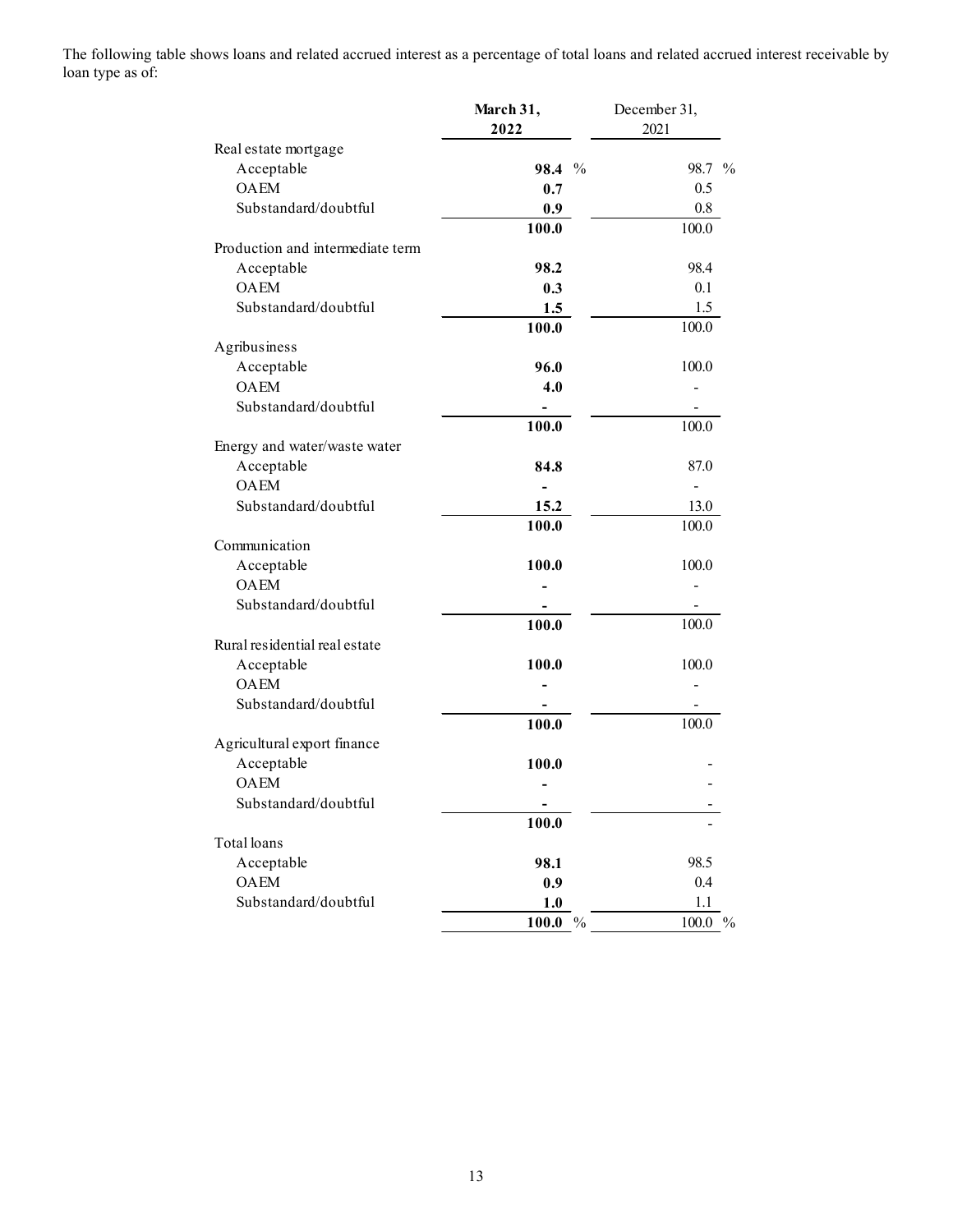The following table shows loans and related accrued interest as a percentage of total loans and related accrued interest receivable by loan type as of:

| | March 31, 2022 | December 31, 2021 |
|---|---|---|
| Real estate mortgage | | |
| Acceptable | **98.4** % | 98.7 % |
| OAEM | **0.7** | 0.5 |
| Substandard/doubtful | **0.9** | 0.8 |
| | **100.0** | 100.0 |
| Production and intermediate term | | |
| Acceptable | **98.2** | 98.4 |
| OAEM | **0.3** | 0.1 |
| Substandard/doubtful | **1.5** | 1.5 |
| | **100.0** | 100.0 |
| Agribusiness | | |
| Acceptable | **96.0** | 100.0 |
| OAEM | **4.0** | - |
| Substandard/doubtful | **-** | - |
| | **100.0** | 100.0 |
| Energy and water/waste water | | |
| Acceptable | **84.8** | 87.0 |
| OAEM | **-** | - |
| Substandard/doubtful | **15.2** | 13.0 |
| | **100.0** | 100.0 |
| Communication | | |
| Acceptable | **100.0** | 100.0 |
| OAEM | **-** | - |
| Substandard/doubtful | **-** | - |
| | **100.0** | 100.0 |
| Rural residential real estate | | |
| Acceptable | **100.0** | 100.0 |
| OAEM | **-** | - |
| Substandard/doubtful | **-** | - |
| | **100.0** | 100.0 |
| Agricultural export finance | | |
| Acceptable | **100.0** | - |
| OAEM | **-** | - |
| Substandard/doubtful | **-** | - |
| | **100.0** | - |
| Total loans | | |
| Acceptable | **98.1** | 98.5 |
| OAEM | **0.9** | 0.4 |
| Substandard/doubtful | **1.0** | 1.1 |
| | **100.0** % | 100.0 % |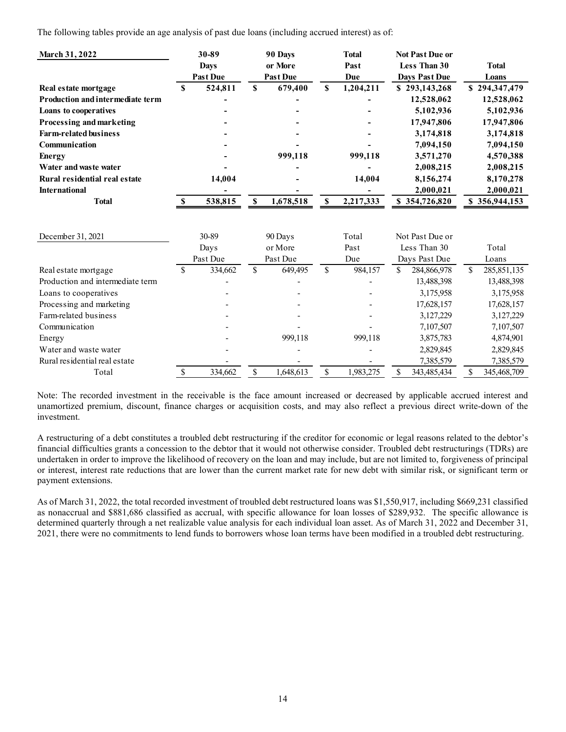The following tables provide an age analysis of past due loans (including accrued interest) as of:

| **March 31, 2022** | **30-89 Days Past Due** | **90 Days or More Past Due** | **Total Past Due** | **Not Past Due or Less Than 30 Days Past Due** | **Total Loans** |
|---|---|---|---|---|---|
| **Real estate mortgage** | **$ 524,811** | **$ 679,400** | **$ 1,204,211** | **$ 293,143,268** | **$ 294,347,479** |
| **Production and intermediate term** | **-** | **-** | **-** | **12,528,062** | **12,528,062** |
| **Loans to cooperatives** | **-** | **-** | **-** | **5,102,936** | **5,102,936** |
| **Processing and marketing** | **-** | **-** | **-** | **17,947,806** | **17,947,806** |
| **Farm-related business** | **-** | **-** | **-** | **3,174,818** | **3,174,818** |
| **Communication** | **-** | **-** | **-** | **7,094,150** | **7,094,150** |
| **Energy** | **-** | **999,118** | **999,118** | **3,571,270** | **4,570,388** |
| **Water and waste water** | **-** | **-** | **-** | **2,008,215** | **2,008,215** |
| **Rural residential real estate** | **14,004** | **-** | **14,004** | **8,156,274** | **8,170,278** |
| **International** | **-** | **-** | **-** | **2,000,021** | **2,000,021** |
| **Total** | **$ 538,815** | **$ 1,678,518** | **$ 2,217,333** | **$ 354,726,820** | **$ 356,944,153** |

| December 31, 2021 | 30-89 Days Past Due | 90 Days or More Past Due | Total Past Due | Not Past Due or Less Than 30 Days Past Due | Total Loans |
|---|---|---|---|---|---|
| Real estate mortgage | $ 334,662 | $ 649,495 | $ 984,157 | $ 284,866,978 | $ 285,851,135 |
| Production and intermediate term | - | - | - | 13,488,398 | 13,488,398 |
| Loans to cooperatives | - | - | - | 3,175,958 | 3,175,958 |
| Processing and marketing | - | - | - | 17,628,157 | 17,628,157 |
| Farm-related business | - | - | - | 3,127,229 | 3,127,229 |
| Communication | - | - | - | 7,107,507 | 7,107,507 |
| Energy | - | 999,118 | 999,118 | 3,875,783 | 4,874,901 |
| Water and waste water | - | - | - | 2,829,845 | 2,829,845 |
| Rural residential real estate | - | - | - | 7,385,579 | 7,385,579 |
| Total | $ 334,662 | $ 1,648,613 | $ 1,983,275 | $ 343,485,434 | $ 345,468,709 |

Note: The recorded investment in the receivable is the face amount increased or decreased by applicable accrued interest and unamortized premium, discount, finance charges or acquisition costs, and may also reflect a previous direct write-down of the investment.

A restructuring of a debt constitutes a troubled debt restructuring if the creditor for economic or legal reasons related to the debtor's financial difficulties grants a concession to the debtor that it would not otherwise consider. Troubled debt restructurings (TDRs) are undertaken in order to improve the likelihood of recovery on the loan and may include, but are not limited to, forgiveness of principal or interest, interest rate reductions that are lower than the current market rate for new debt with similar risk, or significant term or payment extensions.

As of March 31, 2022, the total recorded investment of troubled debt restructured loans was $1,550,917, including $669,231 classified as nonaccrual and $881,686 classified as accrual, with specific allowance for loan losses of $289,932. The specific allowance is determined quarterly through a net realizable value analysis for each individual loan asset. As of March 31, 2022 and December 31, 2021, there were no commitments to lend funds to borrowers whose loan terms have been modified in a troubled debt restructuring.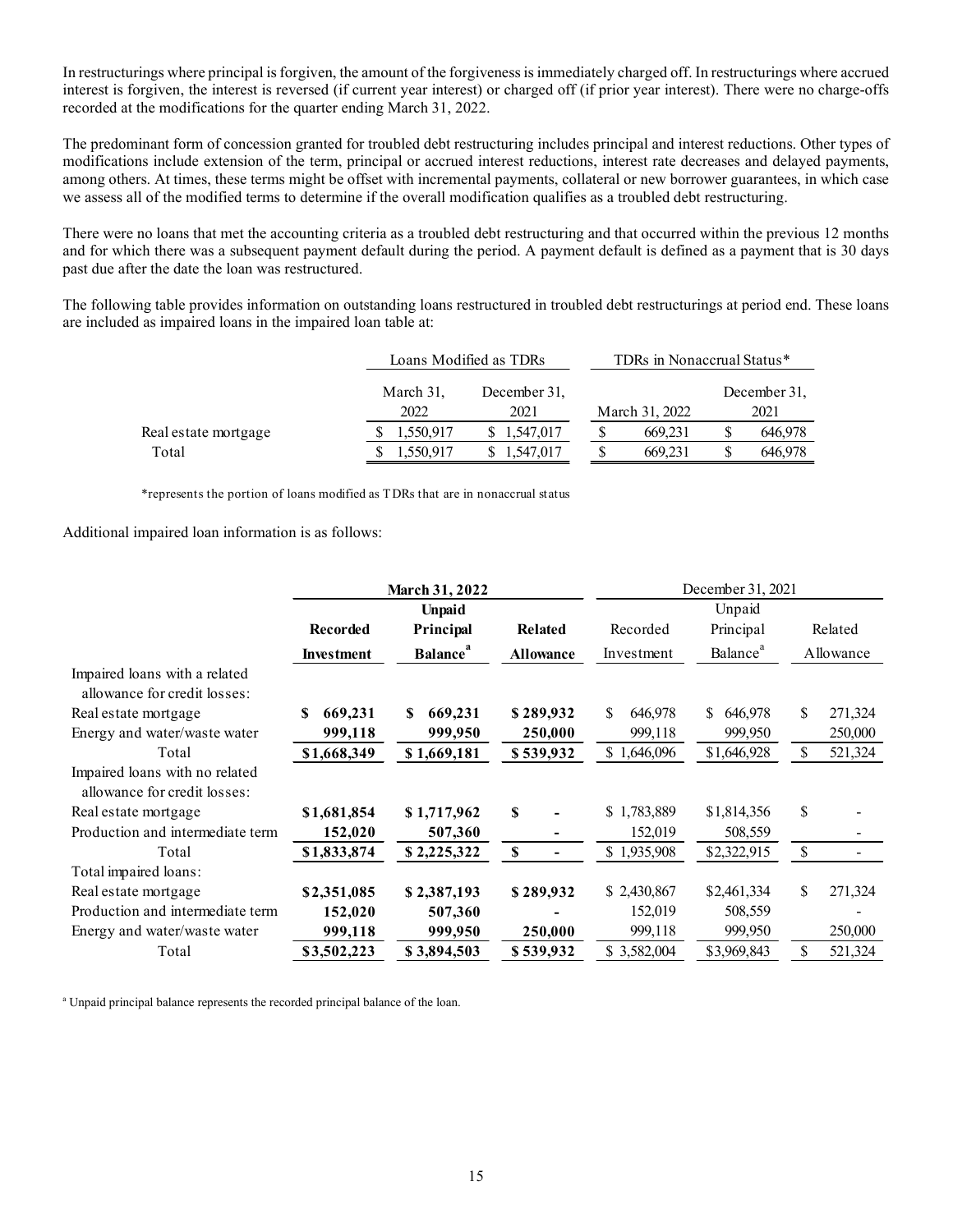In restructurings where principal is forgiven, the amount of the forgiveness is immediately charged off. In restructurings where accrued interest is forgiven, the interest is reversed (if current year interest) or charged off (if prior year interest). There were no charge-offs recorded at the modifications for the quarter ending March 31, 2022.

The predominant form of concession granted for troubled debt restructuring includes principal and interest reductions. Other types of modifications include extension of the term, principal or accrued interest reductions, interest rate decreases and delayed payments, among others. At times, these terms might be offset with incremental payments, collateral or new borrower guarantees, in which case we assess all of the modified terms to determine if the overall modification qualifies as a troubled debt restructuring.

There were no loans that met the accounting criteria as a troubled debt restructuring and that occurred within the previous 12 months and for which there was a subsequent payment default during the period. A payment default is defined as a payment that is 30 days past due after the date the loan was restructured.

The following table provides information on outstanding loans restructured in troubled debt restructurings at period end. These loans are included as impaired loans in the impaired loan table at:

| | Loans Modified as TDRs | | TDRs in Nonaccrual Status* | |
|---|---|---|---|---|
| | March 31, 2022 | December 31, 2021 | March 31, 2022 | December 31, 2021 |
| Real estate mortgage | $ 1,550,917 | $ 1,547,017 | $ 669,231 | $ 646,978 |
| Total | $ 1,550,917 | $ 1,547,017 | $ 669,231 | $ 646,978 |

*represents the portion of loans modified as TDRs that are in nonaccrual status

Additional impaired loan information is as follows:

| | **March 31, 2022** | | | December 31, 2021 | | |
|---|---|---|---|---|---|---|
| | **Recorded Investment** | **Unpaid Principal Balance[a]** | **Related Allowance** | Recorded Investment | Unpaid Principal Balance[a] | Related Allowance |
| Impaired loans with a related allowance for credit losses: | | | | | | |
| Real estate mortgage | **$ 669,231** | **$ 669,231** | **$ 289,932** | $ 646,978 | $ 646,978 | $ 271,324 |
| Energy and water/waste water | **999,118** | **999,950** | **250,000** | 999,118 | 999,950 | 250,000 |
| Total | **$1,668,349** | **$ 1,669,181** | **$ 539,932** | $ 1,646,096 | $1,646,928 | $ 521,324 |
| Impaired loans with no related allowance for credit losses: | | | | | | |
| Real estate mortgage | **$1,681,854** | **$ 1,717,962** | **$ -** | $ 1,783,889 | $1,814,356 | $ - |
| Production and intermediate term | **152,020** | **507,360** | **-** | 152,019 | 508,559 | - |
| Total | **$1,833,874** | **$ 2,225,322** | **$ -** | $ 1,935,908 | $2,322,915 | $ - |
| Total impaired loans: | | | | | | |
| Real estate mortgage | **$2,351,085** | **$ 2,387,193** | **$ 289,932** | $ 2,430,867 | $2,461,334 | $ 271,324 |
| Production and intermediate term | **152,020** | **507,360** | **-** | 152,019 | 508,559 | - |
| Energy and water/waste water | **999,118** | **999,950** | **250,000** | 999,118 | 999,950 | 250,000 |
| Total | **$3,502,223** | **$ 3,894,503** | **$ 539,932** | $ 3,582,004 | $3,969,843 | $ 521,324 |

[a] Unpaid principal balance represents the recorded principal balance of the loan.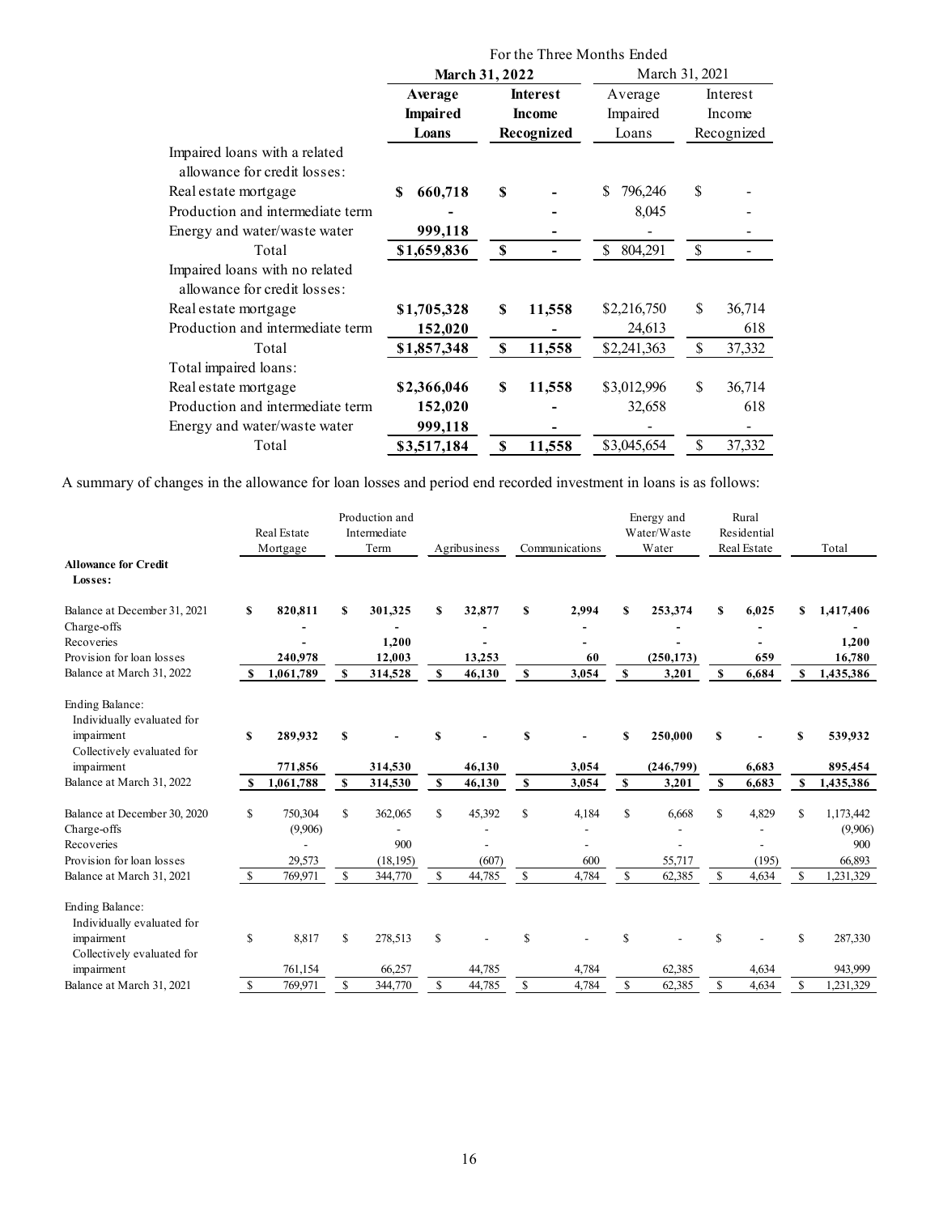| | For the Three Months Ended | | | |
|---|---|---|---|---|
| | **March 31, 2022** | | March 31, 2021 | |
| | **Average Impaired Loans** | **Interest Income Recognized** | Average Impaired Loans | Interest Income Recognized |
| Impaired loans with a related allowance for credit losses: | | | | |
| Real estate mortgage | **$ 660,718** | **$ -** | $ 796,246 | $ - |
| Production and intermediate term | **-** | **-** | 8,045 | - |
| Energy and water/waste water | **999,118** | **-** | - | - |
| Total | **$1,659,836** | **$ -** | $ 804,291 | $ - |
| Impaired loans with no related allowance for credit losses: | | | | |
| Real estate mortgage | **$1,705,328** | **$ 11,558** | $2,216,750 | $ 36,714 |
| Production and intermediate term | **152,020** | **-** | 24,613 | 618 |
| Total | **$1,857,348** | **$ 11,558** | $2,241,363 | $ 37,332 |
| Total impaired loans: | | | | |
| Real estate mortgage | **$2,366,046** | **$ 11,558** | $3,012,996 | $ 36,714 |
| Production and intermediate term | **152,020** | **-** | 32,658 | 618 |
| Energy and water/waste water | **999,118** | **-** | - | - |
| Total | **$3,517,184** | **$ 11,558** | $3,045,654 | $ 37,332 |

A summary of changes in the allowance for loan losses and period end recorded investment in loans is as follows:

| | Real Estate Mortgage | Production and Intermediate Term | Agribusiness | Communications | Energy and Water/Waste Water | Rural Residential Real Estate | Total |
|---|---|---|---|---|---|---|---|
| **Allowance for Credit Losses:** | | | | | | | |
| Balance at December 31, 2021 | **$ 820,811** | **$ 301,325** | **$ 32,877** | **$ 2,994** | **$ 253,374** | **$ 6,025** | **$ 1,417,406** |
| Charge-offs | **-** | **-** | **-** | **-** | **-** | **-** | **-** |
| Recoveries | **-** | **1,200** | **-** | **-** | **-** | **-** | **1,200** |
| Provision for loan losses | **240,978** | **12,003** | **13,253** | **60** | **(250,173)** | **659** | **16,780** |
| Balance at March 31, 2022 | **$ 1,061,789** | **$ 314,528** | **$ 46,130** | **$ 3,054** | **$ 3,201** | **$ 6,684** | **$ 1,435,386** |
| Ending Balance: | | | | | | | |
| Individually evaluated for impairment | **$ 289,932** | **$ -** | **$ -** | **$ -** | **$ 250,000** | **$ -** | **$ 539,932** |
| Collectively evaluated for impairment | **771,856** | **314,530** | **46,130** | **3,054** | **(246,799)** | **6,683** | **895,454** |
| Balance at March 31, 2022 | **$ 1,061,788** | **$ 314,530** | **$ 46,130** | **$ 3,054** | **$ 3,201** | **$ 6,683** | **$ 1,435,386** |
| Balance at December 30, 2020 | $ 750,304 | $ 362,065 | $ 45,392 | $ 4,184 | $ 6,668 | $ 4,829 | $ 1,173,442 |
| Charge-offs | (9,906) | - | - | - | - | - | (9,906) |
| Recoveries | - | 900 | - | - | - | - | 900 |
| Provision for loan losses | 29,573 | (18,195) | (607) | 600 | 55,717 | (195) | 66,893 |
| Balance at March 31, 2021 | $ 769,971 | $ 344,770 | $ 44,785 | $ 4,784 | $ 62,385 | $ 4,634 | $ 1,231,329 |
| Ending Balance: | | | | | | | |
| Individually evaluated for impairment | $ 8,817 | $ 278,513 | $ - | $ - | $ - | $ - | $ 287,330 |
| Collectively evaluated for impairment | 761,154 | 66,257 | 44,785 | 4,784 | 62,385 | 4,634 | 943,999 |
| Balance at March 31, 2021 | $ 769,971 | $ 344,770 | $ 44,785 | $ 4,784 | $ 62,385 | $ 4,634 | $ 1,231,329 |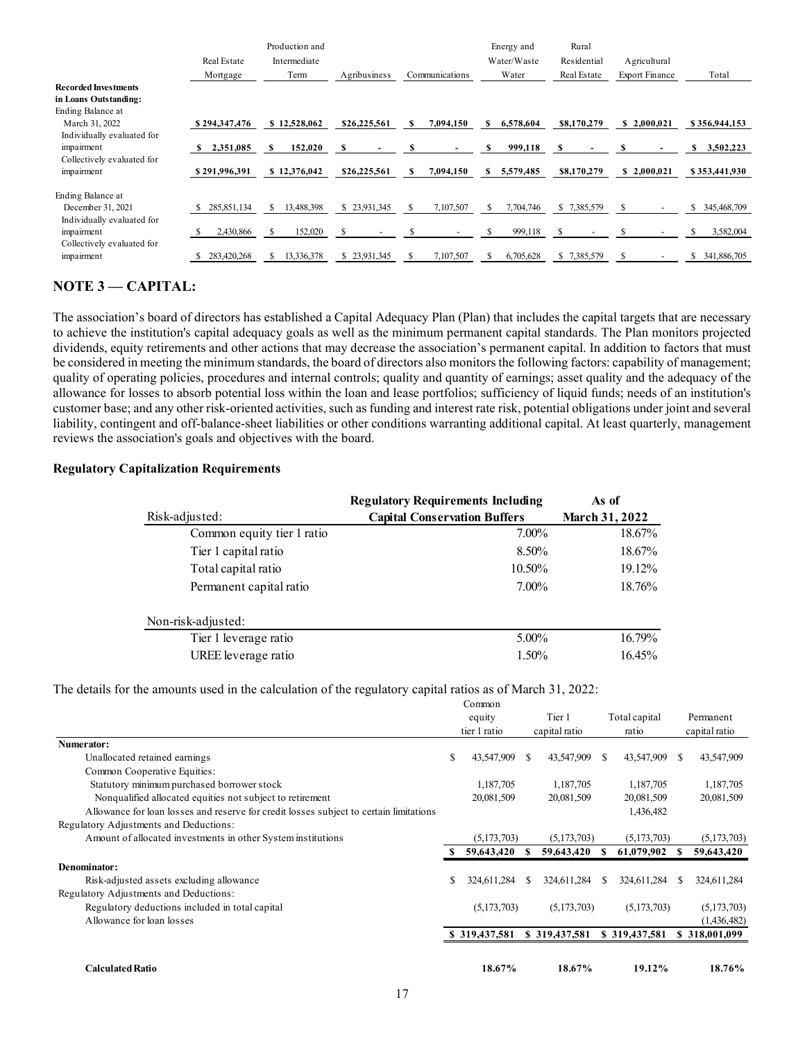| | Real Estate Mortgage | Production and Intermediate Term | Agribusiness | Communications | Energy and Water/Waste Water | Rural Residential Real Estate | Agricultural Export Finance | Total |
|---|---|---|---|---|---|---|---|---|
| **Recorded Investments in Loans Outstanding:** | | | | | | | | |
| Ending Balance at March 31, 2022 | **$ 294,347,476** | **$ 12,528,062** | **$26,225,561** | **$ 7,094,150** | **$ 6,578,604** | **$8,170,279** | **$ 2,000,021** | **$ 356,944,153** |
| Individually evaluated for impairment | **$ 2,351,085** | **$ 152,020** | **$ -** | **$ -** | **$ 999,118** | **$ -** | **$ -** | **$ 3,502,223** |
| Collectively evaluated for impairment | **$ 291,996,391** | **$ 12,376,042** | **$26,225,561** | **$ 7,094,150** | **$ 5,579,485** | **$8,170,279** | **$ 2,000,021** | **$ 353,441,930** |
| Ending Balance at December 31, 2021 | $ 285,851,134 | $ 13,488,398 | $ 23,931,345 | $ 7,107,507 | $ 7,704,746 | $ 7,385,579 | $ - | $ 345,468,709 |
| Individually evaluated for impairment | $ 2,430,866 | $ 152,020 | $ - | $ - | $ 999,118 | $ - | $ - | $ 3,582,004 |
| Collectively evaluated for impairment | $ 283,420,268 | $ 13,336,378 | $ 23,931,345 | $ 7,107,507 | $ 6,705,628 | $ 7,385,579 | $ - | $ 341,886,705 |

## NOTE 3 — CAPITAL:

The association's board of directors has established a Capital Adequacy Plan (Plan) that includes the capital targets that are necessary to achieve the institution's capital adequacy goals as well as the minimum permanent capital standards. The Plan monitors projected dividends, equity retirements and other actions that may decrease the association's permanent capital. In addition to factors that must be considered in meeting the minimum standards, the board of directors also monitors the following factors: capability of management; quality of operating policies, procedures and internal controls; quality and quantity of earnings; asset quality and the adequacy of the allowance for losses to absorb potential loss within the loan and lease portfolios; sufficiency of liquid funds; needs of an institution's customer base; and any other risk-oriented activities, such as funding and interest rate risk, potential obligations under joint and several liability, contingent and off-balance-sheet liabilities or other conditions warranting additional capital. At least quarterly, management reviews the association's goals and objectives with the board.

### Regulatory Capitalization Requirements

| Risk-adjusted: | **Regulatory Requirements Including Capital Conservation Buffers** | **As of March 31, 2022** |
|---|---|---|
| Common equity tier 1 ratio | 7.00% | 18.67% |
| Tier 1 capital ratio | 8.50% | 18.67% |
| Total capital ratio | 10.50% | 19.12% |
| Permanent capital ratio | 7.00% | 18.76% |
| **Non-risk-adjusted:** | | |
| Tier 1 leverage ratio | 5.00% | 16.79% |
| UREE leverage ratio | 1.50% | 16.45% |

The details for the amounts used in the calculation of the regulatory capital ratios as of March 31, 2022:

| | Common equity tier 1 ratio | Tier 1 capital ratio | Total capital ratio | Permanent capital ratio |
|---|---|---|---|---|
| **Numerator:** | | | | |
| Unallocated retained earnings | $ 43,547,909 | $ 43,547,909 | $ 43,547,909 | $ 43,547,909 |
| Common Cooperative Equities: | | | | |
| Statutory minimum purchased borrower stock | 1,187,705 | 1,187,705 | 1,187,705 | 1,187,705 |
| Nonqualified allocated equities not subject to retirement | 20,081,509 | 20,081,509 | 20,081,509 | 20,081,509 |
| Allowance for loan losses and reserve for credit losses subject to certain limitations | | | 1,436,482 | |
| Regulatory Adjustments and Deductions: | | | | |
| Amount of allocated investments in other System institutions | (5,173,703) | (5,173,703) | (5,173,703) | (5,173,703) |
| | **$ 59,643,420** | **$ 59,643,420** | **$ 61,079,902** | **$ 59,643,420** |
| **Denominator:** | | | | |
| Risk-adjusted assets excluding allowance | $ 324,611,284 | $ 324,611,284 | $ 324,611,284 | $ 324,611,284 |
| Regulatory Adjustments and Deductions: | | | | |
| Regulatory deductions included in total capital | (5,173,703) | (5,173,703) | (5,173,703) | (5,173,703) |
| Allowance for loan losses | | | | (1,436,482) |
| | **$ 319,437,581** | **$ 319,437,581** | **$ 319,437,581** | **$ 318,001,099** |
| **Calculated Ratio** | **18.67%** | **18.67%** | **19.12%** | **18.76%** |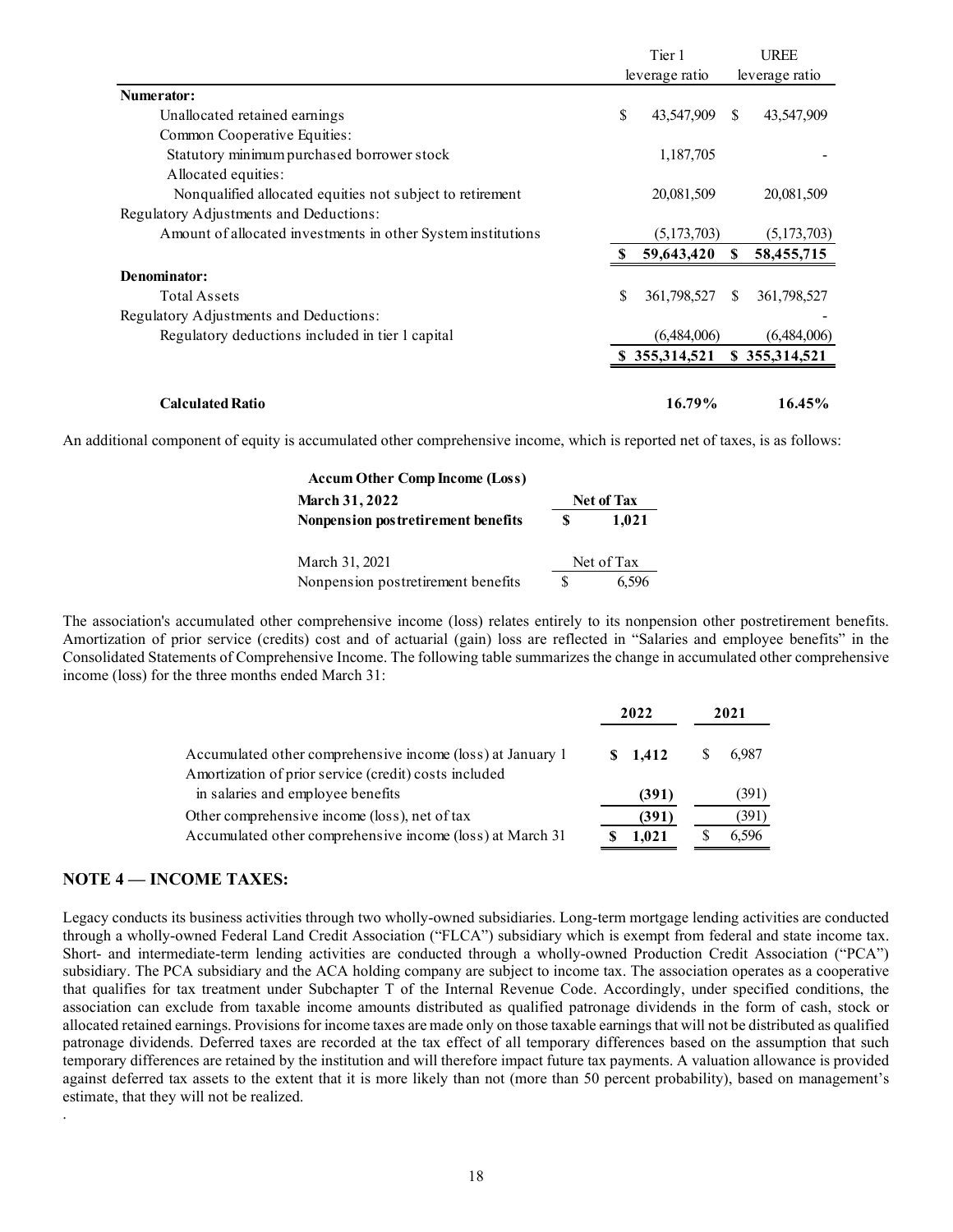| | Tier 1 leverage ratio | UREE leverage ratio |
|---|---|---|
| **Numerator:** | | |
| Unallocated retained earnings | $ 43,547,909 | $ 43,547,909 |
| Common Cooperative Equities: | | |
| Statutory minimum purchased borrower stock | 1,187,705 | - |
| Allocated equities: | | |
| Nonqualified allocated equities not subject to retirement | 20,081,509 | 20,081,509 |
| Regulatory Adjustments and Deductions: | | |
| Amount of allocated investments in other System institutions | (5,173,703) | (5,173,703) |
| | **$ 59,643,420** | **$ 58,455,715** |
| **Denominator:** | | |
| Total Assets | $ 361,798,527 | $ 361,798,527 |
| Regulatory Adjustments and Deductions: | | - |
| Regulatory deductions included in tier 1 capital | (6,484,006) | (6,484,006) |
| | **$ 355,314,521** | **$ 355,314,521** |
| **Calculated Ratio** | **16.79%** | **16.45%** |

An additional component of equity is accumulated other comprehensive income, which is reported net of taxes, is as follows:

| **Accum Other Comp Income (Loss)** | |
|---|---|
| **March 31, 2022** | **Net of Tax** |
| **Nonpension postretirement benefits** | **$ 1,021** |
| March 31, 2021 | Net of Tax |
| Nonpension postretirement benefits | $ 6,596 |

The association's accumulated other comprehensive income (loss) relates entirely to its nonpension other postretirement benefits. Amortization of prior service (credits) cost and of actuarial (gain) loss are reflected in "Salaries and employee benefits" in the Consolidated Statements of Comprehensive Income. The following table summarizes the change in accumulated other comprehensive income (loss) for the three months ended March 31:

| | **2022** | **2021** |
|---|---|---|
| Accumulated other comprehensive income (loss) at January 1 | **$ 1,412** | $ 6,987 |
| Amortization of prior service (credit) costs included in salaries and employee benefits | **(391)** | (391) |
| Other comprehensive income (loss), net of tax | **(391)** | (391) |
| Accumulated other comprehensive income (loss) at March 31 | **$ 1,021** | $ 6,596 |

## NOTE 4 — INCOME TAXES:

Legacy conducts its business activities through two wholly-owned subsidiaries. Long-term mortgage lending activities are conducted through a wholly-owned Federal Land Credit Association ("FLCA") subsidiary which is exempt from federal and state income tax. Short- and intermediate-term lending activities are conducted through a wholly-owned Production Credit Association ("PCA") subsidiary. The PCA subsidiary and the ACA holding company are subject to income tax. The association operates as a cooperative that qualifies for tax treatment under Subchapter T of the Internal Revenue Code. Accordingly, under specified conditions, the association can exclude from taxable income amounts distributed as qualified patronage dividends in the form of cash, stock or allocated retained earnings. Provisions for income taxes are made only on those taxable earnings that will not be distributed as qualified patronage dividends. Deferred taxes are recorded at the tax effect of all temporary differences based on the assumption that such temporary differences are retained by the institution and will therefore impact future tax payments. A valuation allowance is provided against deferred tax assets to the extent that it is more likely than not (more than 50 percent probability), based on management's estimate, that they will not be realized.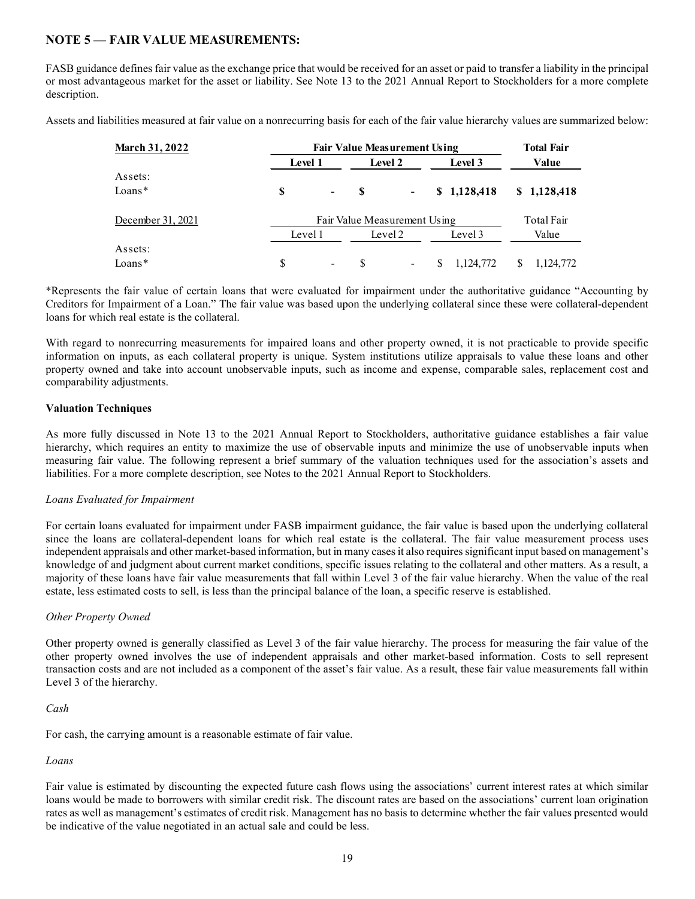## NOTE 5 — FAIR VALUE MEASUREMENTS:

FASB guidance defines fair value as the exchange price that would be received for an asset or paid to transfer a liability in the principal or most advantageous market for the asset or liability. See Note 13 to the 2021 Annual Report to Stockholders for a more complete description.

Assets and liabilities measured at fair value on a nonrecurring basis for each of the fair value hierarchy values are summarized below:

| **March 31, 2022** | **Fair Value Measurement Using** | | | **Total Fair Value** |
|---|---|---|---|---|
| | **Level 1** | **Level 2** | **Level 3** | |
| Assets: | | | | |
| Loans* | **$ -** | **$ -** | **$ 1,128,418** | **$ 1,128,418** |

| December 31, 2021 | Fair Value Measurement Using | | | Total Fair Value |
|---|---|---|---|---|
| | Level 1 | Level 2 | Level 3 | |
| Assets: | | | | |
| Loans* | $ - | $ - | $ 1,124,772 | $ 1,124,772 |

*Represents the fair value of certain loans that were evaluated for impairment under the authoritative guidance "Accounting by Creditors for Impairment of a Loan." The fair value was based upon the underlying collateral since these were collateral-dependent loans for which real estate is the collateral.

With regard to nonrecurring measurements for impaired loans and other property owned, it is not practicable to provide specific information on inputs, as each collateral property is unique. System institutions utilize appraisals to value these loans and other property owned and take into account unobservable inputs, such as income and expense, comparable sales, replacement cost and comparability adjustments.

### Valuation Techniques

As more fully discussed in Note 13 to the 2021 Annual Report to Stockholders, authoritative guidance establishes a fair value hierarchy, which requires an entity to maximize the use of observable inputs and minimize the use of unobservable inputs when measuring fair value. The following represent a brief summary of the valuation techniques used for the association's assets and liabilities. For a more complete description, see Notes to the 2021 Annual Report to Stockholders.

*Loans Evaluated for Impairment*

For certain loans evaluated for impairment under FASB impairment guidance, the fair value is based upon the underlying collateral since the loans are collateral-dependent loans for which real estate is the collateral. The fair value measurement process uses independent appraisals and other market-based information, but in many cases it also requires significant input based on management's knowledge of and judgment about current market conditions, specific issues relating to the collateral and other matters. As a result, a majority of these loans have fair value measurements that fall within Level 3 of the fair value hierarchy. When the value of the real estate, less estimated costs to sell, is less than the principal balance of the loan, a specific reserve is established.

*Other Property Owned*

Other property owned is generally classified as Level 3 of the fair value hierarchy. The process for measuring the fair value of the other property owned involves the use of independent appraisals and other market-based information. Costs to sell represent transaction costs and are not included as a component of the asset's fair value. As a result, these fair value measurements fall within Level 3 of the hierarchy.

*Cash*

For cash, the carrying amount is a reasonable estimate of fair value.

*Loans*

Fair value is estimated by discounting the expected future cash flows using the associations' current interest rates at which similar loans would be made to borrowers with similar credit risk. The discount rates are based on the associations' current loan origination rates as well as management's estimates of credit risk. Management has no basis to determine whether the fair values presented would be indicative of the value negotiated in an actual sale and could be less.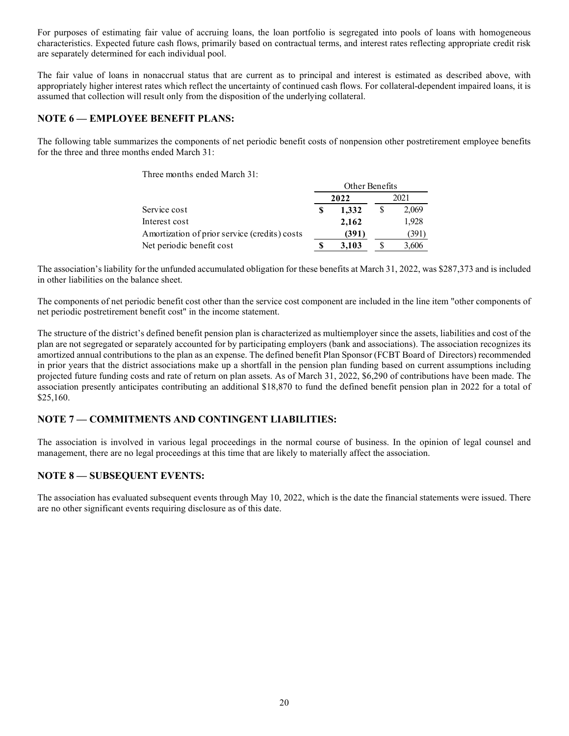For purposes of estimating fair value of accruing loans, the loan portfolio is segregated into pools of loans with homogeneous characteristics. Expected future cash flows, primarily based on contractual terms, and interest rates reflecting appropriate credit risk are separately determined for each individual pool.

The fair value of loans in nonaccrual status that are current as to principal and interest is estimated as described above, with appropriately higher interest rates which reflect the uncertainty of continued cash flows. For collateral-dependent impaired loans, it is assumed that collection will result only from the disposition of the underlying collateral.

## NOTE 6 — EMPLOYEE BENEFIT PLANS:

The following table summarizes the components of net periodic benefit costs of nonpension other postretirement employee benefits for the three and three months ended March 31:

Three months ended March 31:

| | Other Benefits | |
|---|---|---|
| | **2022** | 2021 |
| Service cost | **$ 1,332** | $ 2,069 |
| Interest cost | **2,162** | 1,928 |
| Amortization of prior service (credits) costs | **(391)** | (391) |
| Net periodic benefit cost | **$ 3,103** | $ 3,606 |

The association's liability for the unfunded accumulated obligation for these benefits at March 31, 2022, was $287,373 and is included in other liabilities on the balance sheet.

The components of net periodic benefit cost other than the service cost component are included in the line item "other components of net periodic postretirement benefit cost" in the income statement.

The structure of the district's defined benefit pension plan is characterized as multiemployer since the assets, liabilities and cost of the plan are not segregated or separately accounted for by participating employers (bank and associations). The association recognizes its amortized annual contributions to the plan as an expense. The defined benefit Plan Sponsor (FCBT Board of Directors) recommended in prior years that the district associations make up a shortfall in the pension plan funding based on current assumptions including projected future funding costs and rate of return on plan assets. As of March 31, 2022, $6,290 of contributions have been made. The association presently anticipates contributing an additional $18,870 to fund the defined benefit pension plan in 2022 for a total of $25,160.

## NOTE 7 — COMMITMENTS AND CONTINGENT LIABILITIES:

The association is involved in various legal proceedings in the normal course of business. In the opinion of legal counsel and management, there are no legal proceedings at this time that are likely to materially affect the association.

## NOTE 8 — SUBSEQUENT EVENTS:

The association has evaluated subsequent events through May 10, 2022, which is the date the financial statements were issued. There are no other significant events requiring disclosure as of this date.